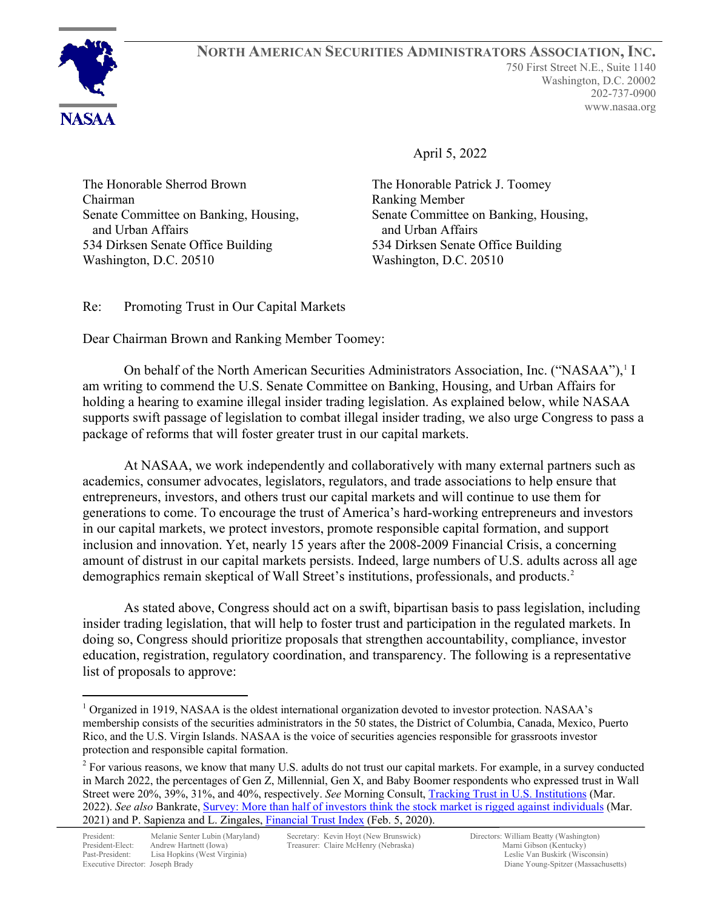# NORTH AMERICAN SECURITIES ADMINISTRATORS ASSOCIATION, INC.

750 First Street N.E., Suite 1140
Washington, D.C. 20002
202-737-0900
www.nasaa.org

April 5, 2022

The Honorable Sherrod Brown
Chairman
Senate Committee on Banking, Housing, and Urban Affairs
534 Dirksen Senate Office Building
Washington, D.C. 20510

The Honorable Patrick J. Toomey
Ranking Member
Senate Committee on Banking, Housing, and Urban Affairs
534 Dirksen Senate Office Building
Washington, D.C. 20510

Re: Promoting Trust in Our Capital Markets

Dear Chairman Brown and Ranking Member Toomey:

On behalf of the North American Securities Administrators Association, Inc. ("NASAA"),[1] I am writing to commend the U.S. Senate Committee on Banking, Housing, and Urban Affairs for holding a hearing to examine illegal insider trading legislation. As explained below, while NASAA supports swift passage of legislation to combat illegal insider trading, we also urge Congress to pass a package of reforms that will foster greater trust in our capital markets.

At NASAA, we work independently and collaboratively with many external partners such as academics, consumer advocates, legislators, regulators, and trade associations to help ensure that entrepreneurs, investors, and others trust our capital markets and will continue to use them for generations to come. To encourage the trust of America's hard-working entrepreneurs and investors in our capital markets, we protect investors, promote responsible capital formation, and support inclusion and innovation. Yet, nearly 15 years after the 2008-2009 Financial Crisis, a concerning amount of distrust in our capital markets persists. Indeed, large numbers of U.S. adults across all age demographics remain skeptical of Wall Street's institutions, professionals, and products.[2]

As stated above, Congress should act on a swift, bipartisan basis to pass legislation, including insider trading legislation, that will help to foster trust and participation in the regulated markets. In doing so, Congress should prioritize proposals that strengthen accountability, compliance, investor education, registration, regulatory coordination, and transparency. The following is a representative list of proposals to approve:

---

[1] Organized in 1919, NASAA is the oldest international organization devoted to investor protection. NASAA's membership consists of the securities administrators in the 50 states, the District of Columbia, Canada, Mexico, Puerto Rico, and the U.S. Virgin Islands. NASAA is the voice of securities agencies responsible for grassroots investor protection and responsible capital formation.

[2] For various reasons, we know that many U.S. adults do not trust our capital markets. For example, in a survey conducted in March 2022, the percentages of Gen Z, Millennial, Gen X, and Baby Boomer respondents who expressed trust in Wall Street were 20%, 39%, 31%, and 40%, respectively. *See* Morning Consult, Tracking Trust in U.S. Institutions (Mar. 2022). *See also* Bankrate, Survey: More than half of investors think the stock market is rigged against individuals (Mar. 2021) and P. Sapienza and L. Zingales, Financial Trust Index (Feb. 5, 2020).

President: Melanie Senter Lubin (Maryland)
President-Elect: Andrew Hartnett (Iowa)
Past-President: Lisa Hopkins (West Virginia)
Executive Director: Joseph Brady
Secretary: Kevin Hoyt (New Brunswick)
Treasurer: Claire McHenry (Nebraska)
Directors: William Beatty (Washington)
Marni Gibson (Kentucky)
Leslie Van Buskirk (Wisconsin)
Diane Young-Spitzer (Massachusetts)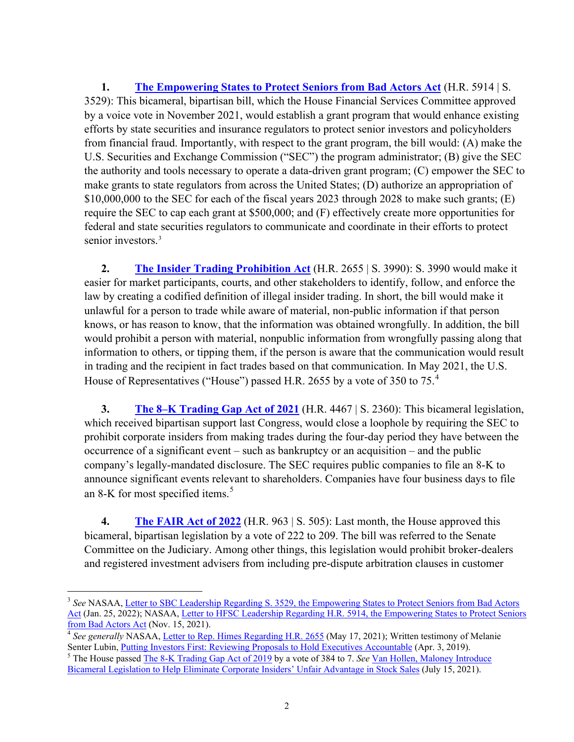1. **The Empowering States to Protect Seniors from Bad Actors Act** (H.R. 5914 | S. 3529): This bicameral, bipartisan bill, which the House Financial Services Committee approved by a voice vote in November 2021, would establish a grant program that would enhance existing efforts by state securities and insurance regulators to protect senior investors and policyholders from financial fraud. Importantly, with respect to the grant program, the bill would: (A) make the U.S. Securities and Exchange Commission ("SEC") the program administrator; (B) give the SEC the authority and tools necessary to operate a data-driven grant program; (C) empower the SEC to make grants to state regulators from across the United States; (D) authorize an appropriation of $10,000,000 to the SEC for each of the fiscal years 2023 through 2028 to make such grants; (E) require the SEC to cap each grant at $500,000; and (F) effectively create more opportunities for federal and state securities regulators to communicate and coordinate in their efforts to protect senior investors.[3]

2. **The Insider Trading Prohibition Act** (H.R. 2655 | S. 3990): S. 3990 would make it easier for market participants, courts, and other stakeholders to identify, follow, and enforce the law by creating a codified definition of illegal insider trading. In short, the bill would make it unlawful for a person to trade while aware of material, non-public information if that person knows, or has reason to know, that the information was obtained wrongfully. In addition, the bill would prohibit a person with material, nonpublic information from wrongfully passing along that information to others, or tipping them, if the person is aware that the communication would result in trading and the recipient in fact trades based on that communication. In May 2021, the U.S. House of Representatives ("House") passed H.R. 2655 by a vote of 350 to 75.[4]

3. **The 8–K Trading Gap Act of 2021** (H.R. 4467 | S. 2360): This bicameral legislation, which received bipartisan support last Congress, would close a loophole by requiring the SEC to prohibit corporate insiders from making trades during the four-day period they have between the occurrence of a significant event – such as bankruptcy or an acquisition – and the public company's legally-mandated disclosure. The SEC requires public companies to file an 8-K to announce significant events relevant to shareholders. Companies have four business days to file an 8-K for most specified items.[5]

4. **The FAIR Act of 2022** (H.R. 963 | S. 505): Last month, the House approved this bicameral, bipartisan legislation by a vote of 222 to 209. The bill was referred to the Senate Committee on the Judiciary. Among other things, this legislation would prohibit broker-dealers and registered investment advisers from including pre-dispute arbitration clauses in customer

---

[3] *See* NASAA, Letter to SBC Leadership Regarding S. 3529, the Empowering States to Protect Seniors from Bad Actors Act (Jan. 25, 2022); NASAA, Letter to HFSC Leadership Regarding H.R. 5914, the Empowering States to Protect Seniors from Bad Actors Act (Nov. 15, 2021).

[4] *See generally* NASAA, Letter to Rep. Himes Regarding H.R. 2655 (May 17, 2021); Written testimony of Melanie Senter Lubin, Putting Investors First: Reviewing Proposals to Hold Executives Accountable (Apr. 3, 2019).

[5] The House passed The 8-K Trading Gap Act of 2019 by a vote of 384 to 7. *See* Van Hollen, Maloney Introduce Bicameral Legislation to Help Eliminate Corporate Insiders' Unfair Advantage in Stock Sales (July 15, 2021).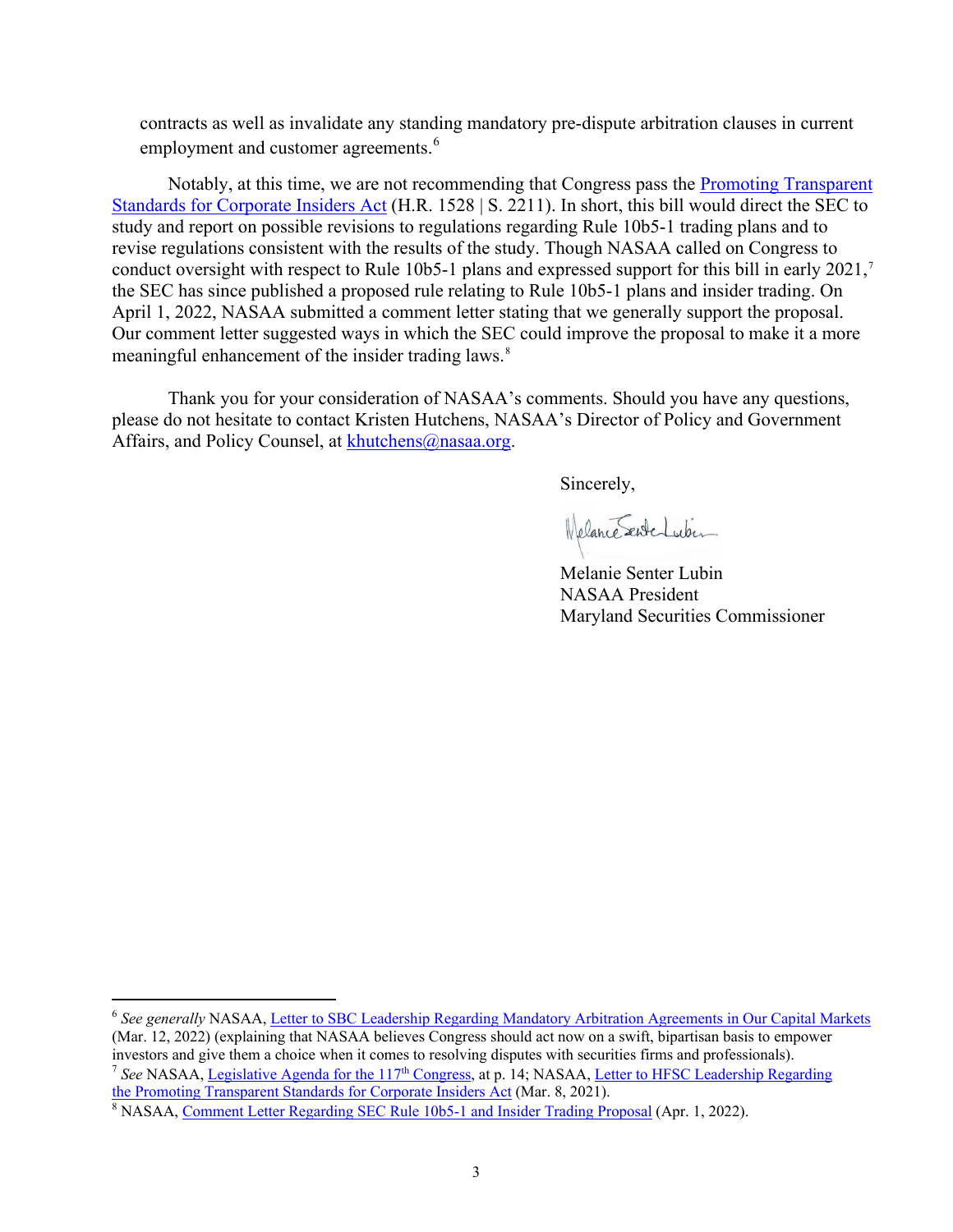contracts as well as invalidate any standing mandatory pre-dispute arbitration clauses in current employment and customer agreements.[6]

Notably, at this time, we are not recommending that Congress pass the Promoting Transparent Standards for Corporate Insiders Act (H.R. 1528 | S. 2211). In short, this bill would direct the SEC to study and report on possible revisions to regulations regarding Rule 10b5-1 trading plans and to revise regulations consistent with the results of the study. Though NASAA called on Congress to conduct oversight with respect to Rule 10b5-1 plans and expressed support for this bill in early 2021,[7] the SEC has since published a proposed rule relating to Rule 10b5-1 plans and insider trading. On April 1, 2022, NASAA submitted a comment letter stating that we generally support the proposal. Our comment letter suggested ways in which the SEC could improve the proposal to make it a more meaningful enhancement of the insider trading laws.[8]

Thank you for your consideration of NASAA's comments. Should you have any questions, please do not hesitate to contact Kristen Hutchens, NASAA's Director of Policy and Government Affairs, and Policy Counsel, at khutchens@nasaa.org.

Sincerely,

Melanie Senter Lubin
NASAA President
Maryland Securities Commissioner

---

[6] *See generally* NASAA, Letter to SBC Leadership Regarding Mandatory Arbitration Agreements in Our Capital Markets (Mar. 12, 2022) (explaining that NASAA believes Congress should act now on a swift, bipartisan basis to empower investors and give them a choice when it comes to resolving disputes with securities firms and professionals).

[7] *See* NASAA, Legislative Agenda for the 117th Congress, at p. 14; NASAA, Letter to HFSC Leadership Regarding the Promoting Transparent Standards for Corporate Insiders Act (Mar. 8, 2021).

[8] NASAA, Comment Letter Regarding SEC Rule 10b5-1 and Insider Trading Proposal (Apr. 1, 2022).